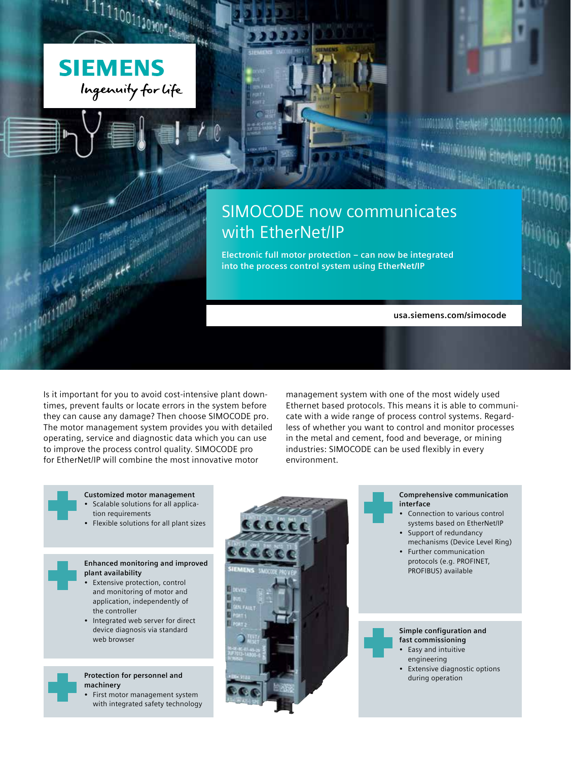SIEMENS

Ingenuity for life

# SIMOCODE now communicates with EtherNet/IP

**Electronic full motor protection – can now be integrated into the process control system using EtherNet/IP**

**usa.siemens.com/simocode**

Is it important for you to avoid cost-intensive plant downtimes, prevent faults or locate errors in the system before they can cause any damage? Then choose SIMOCODE pro. The motor management system provides you with detailed operating, service and diagnostic data which you can use to improve the process control quality. SIMOCODE pro for EtherNet/IP will combine the most innovative motor management system with one of the most widely used Ethernet based protocols. This means it is able to communicate with a wide range of process control systems. Regardless of whether you want to control and monitor processes in the metal and cement, food and beverage, or mining industries: SIMOCODE can be used flexibly in every environment.

**Customized motor management**
- Scalable solutions for all application requirements
- Flexible solutions for all plant sizes

**Enhanced monitoring and improved plant availability**
- Extensive protection, control and monitoring of motor and application, independently of the controller
- Integrated web server for direct device diagnosis via standard web browser

**Protection for personnel and machinery**
- First motor management system with integrated safety technology

**Comprehensive communication interface**
- Connection to various control systems based on EtherNet/IP
- Support of redundancy mechanisms (Device Level Ring)
- Further communication protocols (e.g. PROFINET, PROFIBUS) available

**Simple configuration and fast commissioning**
- Easy and intuitive engineering
- Extensive diagnostic options during operation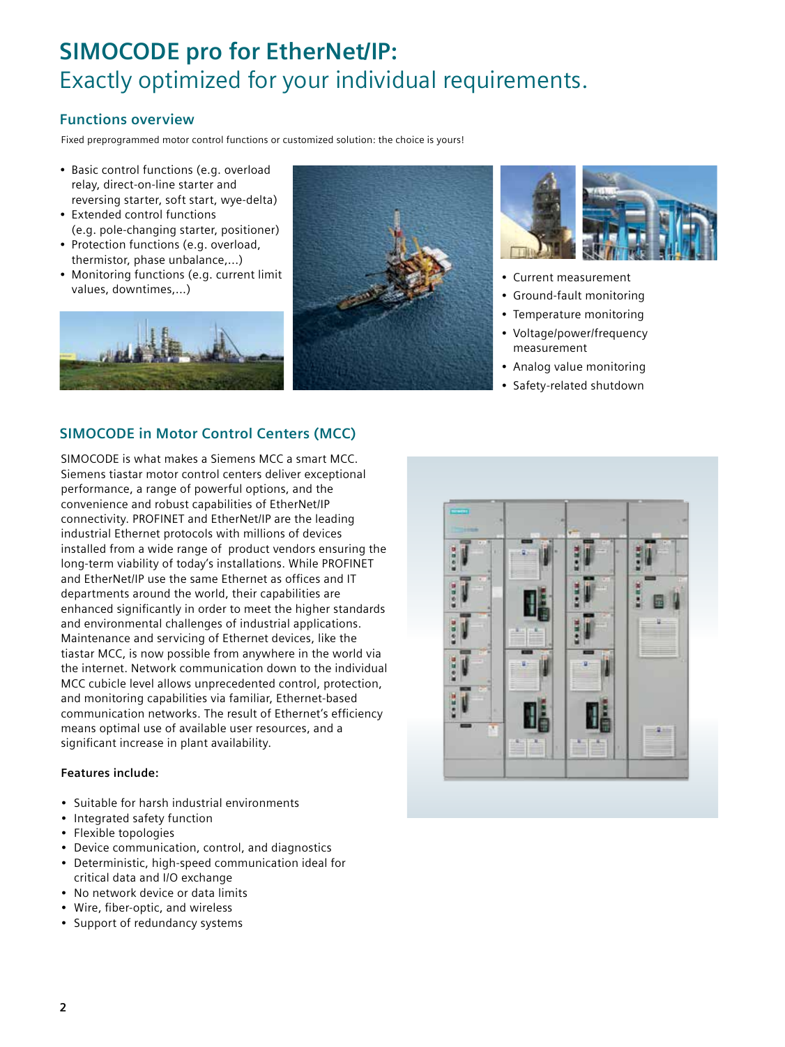# SIMOCODE pro for EtherNet/IP:
Exactly optimized for your individual requirements.

## Functions overview

Fixed preprogrammed motor control functions or customized solution: the choice is yours!

- Basic control functions (e.g. overload relay, direct-on-line starter and reversing starter, soft start, wye-delta)
- Extended control functions (e.g. pole-changing starter, positioner)
- Protection functions (e.g. overload, thermistor, phase unbalance,...)
- Monitoring functions (e.g. current limit values, downtimes,...)

- Current measurement
- Ground-fault monitoring
- Temperature monitoring
- Voltage/power/frequency measurement
- Analog value monitoring
- Safety-related shutdown

## SIMOCODE in Motor Control Centers (MCC)

SIMOCODE is what makes a Siemens MCC a smart MCC. Siemens tiastar motor control centers deliver exceptional performance, a range of powerful options, and the convenience and robust capabilities of EtherNet/IP connectivity. PROFINET and EtherNet/IP are the leading industrial Ethernet protocols with millions of devices installed from a wide range of product vendors ensuring the long-term viability of today's installations. While PROFINET and EtherNet/IP use the same Ethernet as offices and IT departments around the world, their capabilities are enhanced significantly in order to meet the higher standards and environmental challenges of industrial applications. Maintenance and servicing of Ethernet devices, like the tiastar MCC, is now possible from anywhere in the world via the internet. Network communication down to the individual MCC cubicle level allows unprecedented control, protection, and monitoring capabilities via familiar, Ethernet-based communication networks. The result of Ethernet's efficiency means optimal use of available user resources, and a significant increase in plant availability.

**Features include:**

- Suitable for harsh industrial environments
- Integrated safety function
- Flexible topologies
- Device communication, control, and diagnostics
- Deterministic, high-speed communication ideal for critical data and I/O exchange
- No network device or data limits
- Wire, fiber-optic, and wireless
- Support of redundancy systems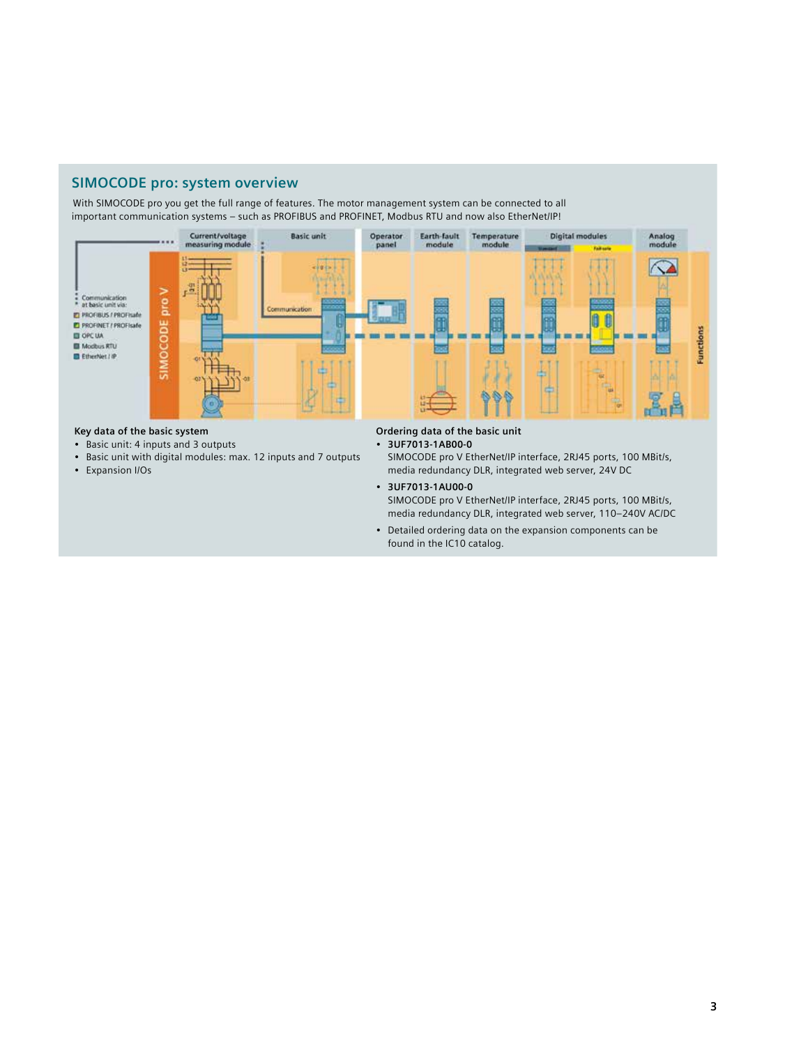## SIMOCODE pro: system overview

With SIMOCODE pro you get the full range of features. The motor management system can be connected to all important communication systems – such as PROFIBUS and PROFINET, Modbus RTU and now also EtherNet/IP!

### Key data of the basic system

- Basic unit: 4 inputs and 3 outputs
- Basic unit with digital modules: max. 12 inputs and 7 outputs
- Expansion I/Os

### Ordering data of the basic unit

- **3UF7013-1AB00-0**
  SIMOCODE pro V EtherNet/IP interface, 2RJ45 ports, 100 MBit/s, media redundancy DLR, integrated web server, 24V DC
- **3UF7013-1AU00-0**
  SIMOCODE pro V EtherNet/IP interface, 2RJ45 ports, 100 MBit/s, media redundancy DLR, integrated web server, 110–240V AC/DC
- Detailed ordering data on the expansion components can be found in the IC10 catalog.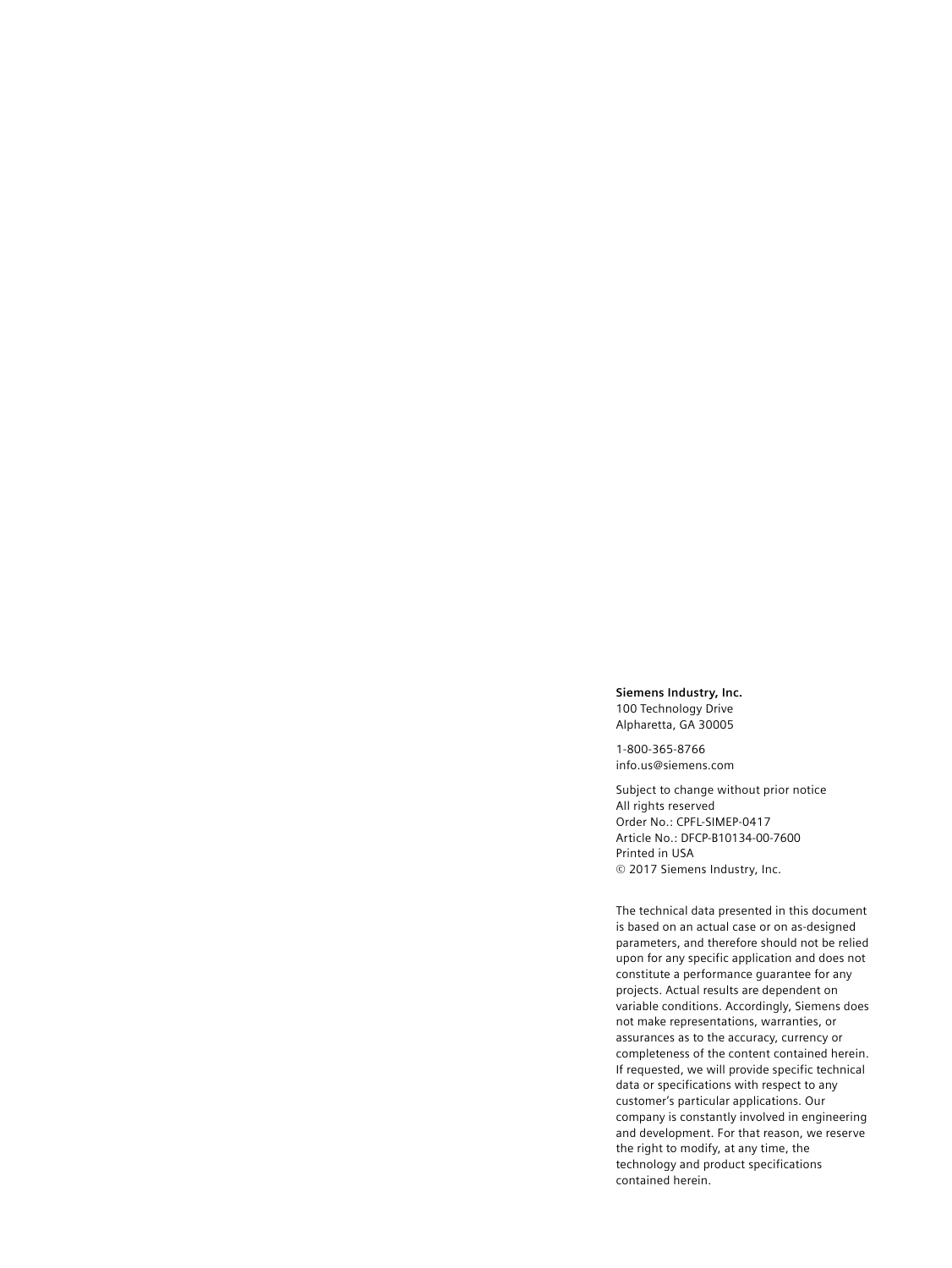**Siemens Industry, Inc.**
100 Technology Drive
Alpharetta, GA 30005

1-800-365-8766
info.us@siemens.com

Subject to change without prior notice
All rights reserved
Order No.: CPFL-SIMEP-0417
Article No.: DFCP-B10134-00-7600
Printed in USA
© 2017 Siemens Industry, Inc.

The technical data presented in this document is based on an actual case or on as-designed parameters, and therefore should not be relied upon for any specific application and does not constitute a performance guarantee for any projects. Actual results are dependent on variable conditions. Accordingly, Siemens does not make representations, warranties, or assurances as to the accuracy, currency or completeness of the content contained herein. If requested, we will provide specific technical data or specifications with respect to any customer's particular applications. Our company is constantly involved in engineering and development. For that reason, we reserve the right to modify, at any time, the technology and product specifications contained herein.